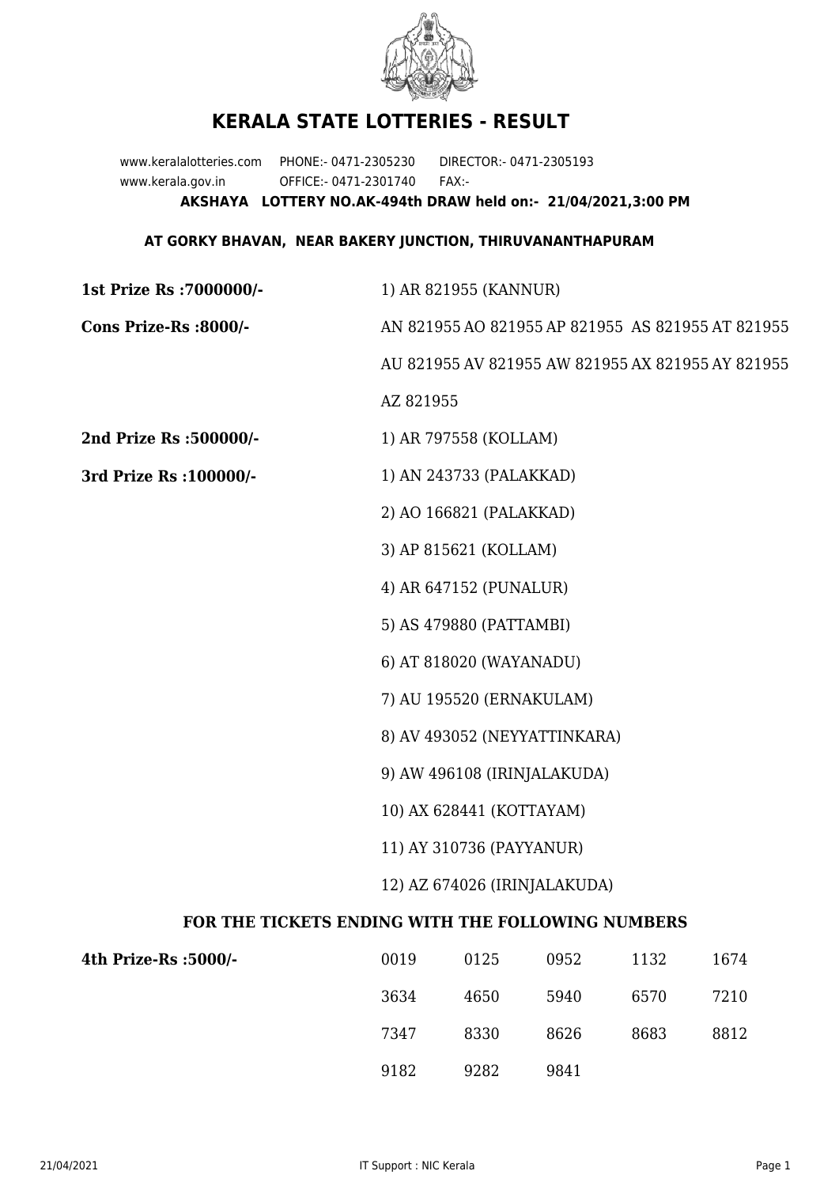# KERALA STATE LOTTERIES - RESULT

www.keralalotteries.com PHONE:- 0471-2305230 DIRECTOR:- 0471-2305193
www.kerala.gov.in OFFICE:- 0471-2301740 FAX:-

**AKSHAYA LOTTERY NO.AK-494th DRAW held on:- 21/04/2021,3:00 PM**

**AT GORKY BHAVAN, NEAR BAKERY JUNCTION, THIRUVANANTHAPURAM**

**1st Prize Rs :7000000/-** 1) AR 821955 (KANNUR)

**Cons Prize-Rs :8000/-** AN 821955 AO 821955 AP 821955 AS 821955 AT 821955 AU 821955 AV 821955 AW 821955 AX 821955 AY 821955 AZ 821955

**2nd Prize Rs :500000/-** 1) AR 797558 (KOLLAM)

**3rd Prize Rs :100000/-**

1) AN 243733 (PALAKKAD)
2) AO 166821 (PALAKKAD)
3) AP 815621 (KOLLAM)
4) AR 647152 (PUNALUR)
5) AS 479880 (PATTAMBI)
6) AT 818020 (WAYANADU)
7) AU 195520 (ERNAKULAM)
8) AV 493052 (NEYYATTINKARA)
9) AW 496108 (IRINJALAKUDA)
10) AX 628441 (KOTTAYAM)
11) AY 310736 (PAYYANUR)
12) AZ 674026 (IRINJALAKUDA)

### FOR THE TICKETS ENDING WITH THE FOLLOWING NUMBERS

**4th Prize-Rs :5000/-**

| | | | | |
|---|---|---|---|---|
| 0019 | 0125 | 0952 | 1132 | 1674 |
| 3634 | 4650 | 5940 | 6570 | 7210 |
| 7347 | 8330 | 8626 | 8683 | 8812 |
| 9182 | 9282 | 9841 | | |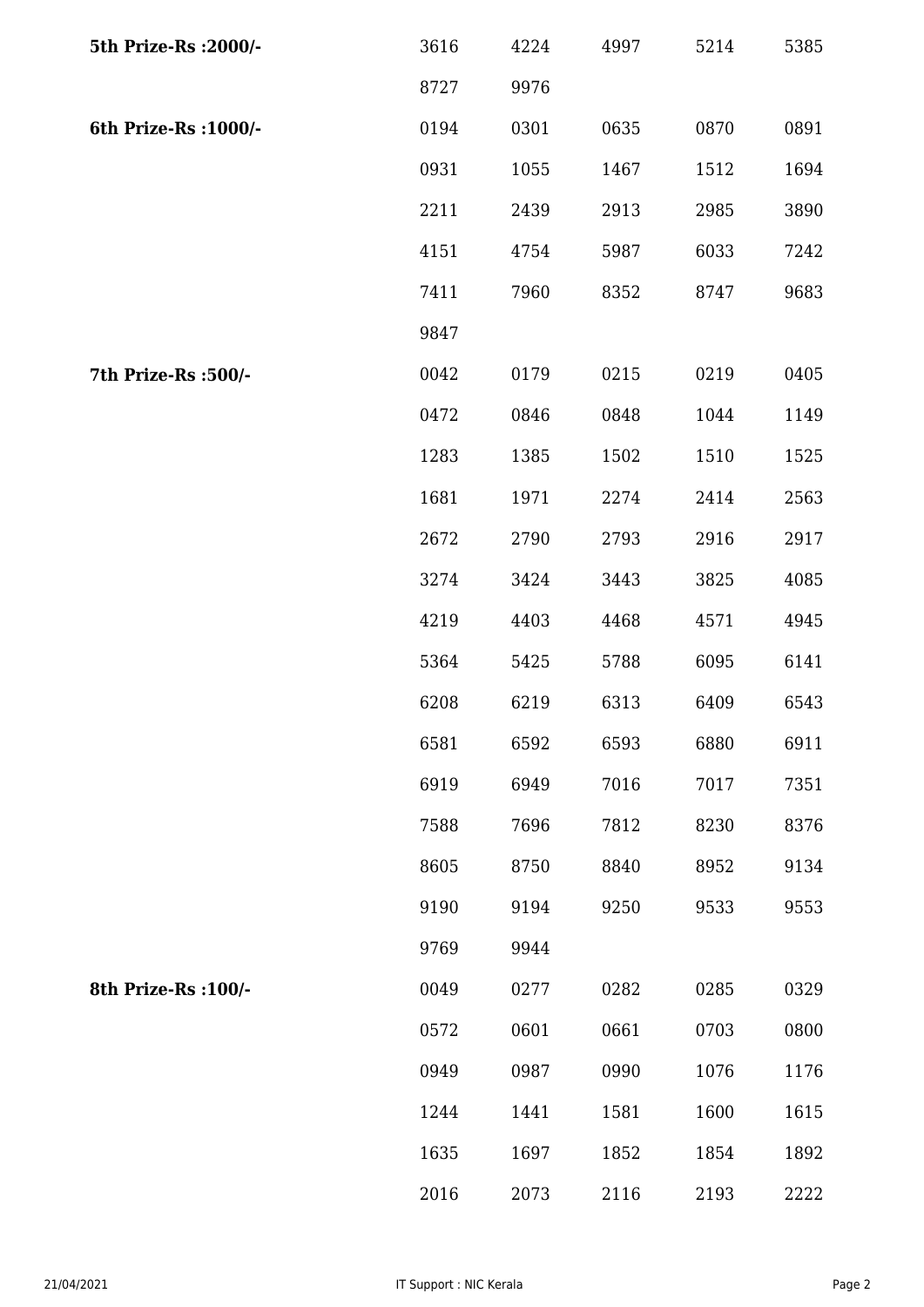| | | | | | |
|---|---|---|---|---|---|
| **5th Prize-Rs :2000/-** | 3616 | 4224 | 4997 | 5214 | 5385 |
| | 8727 | 9976 | | | |
| **6th Prize-Rs :1000/-** | 0194 | 0301 | 0635 | 0870 | 0891 |
| | 0931 | 1055 | 1467 | 1512 | 1694 |
| | 2211 | 2439 | 2913 | 2985 | 3890 |
| | 4151 | 4754 | 5987 | 6033 | 7242 |
| | 7411 | 7960 | 8352 | 8747 | 9683 |
| | 9847 | | | | |
| **7th Prize-Rs :500/-** | 0042 | 0179 | 0215 | 0219 | 0405 |
| | 0472 | 0846 | 0848 | 1044 | 1149 |
| | 1283 | 1385 | 1502 | 1510 | 1525 |
| | 1681 | 1971 | 2274 | 2414 | 2563 |
| | 2672 | 2790 | 2793 | 2916 | 2917 |
| | 3274 | 3424 | 3443 | 3825 | 4085 |
| | 4219 | 4403 | 4468 | 4571 | 4945 |
| | 5364 | 5425 | 5788 | 6095 | 6141 |
| | 6208 | 6219 | 6313 | 6409 | 6543 |
| | 6581 | 6592 | 6593 | 6880 | 6911 |
| | 6919 | 6949 | 7016 | 7017 | 7351 |
| | 7588 | 7696 | 7812 | 8230 | 8376 |
| | 8605 | 8750 | 8840 | 8952 | 9134 |
| | 9190 | 9194 | 9250 | 9533 | 9553 |
| | 9769 | 9944 | | | |
| **8th Prize-Rs :100/-** | 0049 | 0277 | 0282 | 0285 | 0329 |
| | 0572 | 0601 | 0661 | 0703 | 0800 |
| | 0949 | 0987 | 0990 | 1076 | 1176 |
| | 1244 | 1441 | 1581 | 1600 | 1615 |
| | 1635 | 1697 | 1852 | 1854 | 1892 |
| | 2016 | 2073 | 2116 | 2193 | 2222 |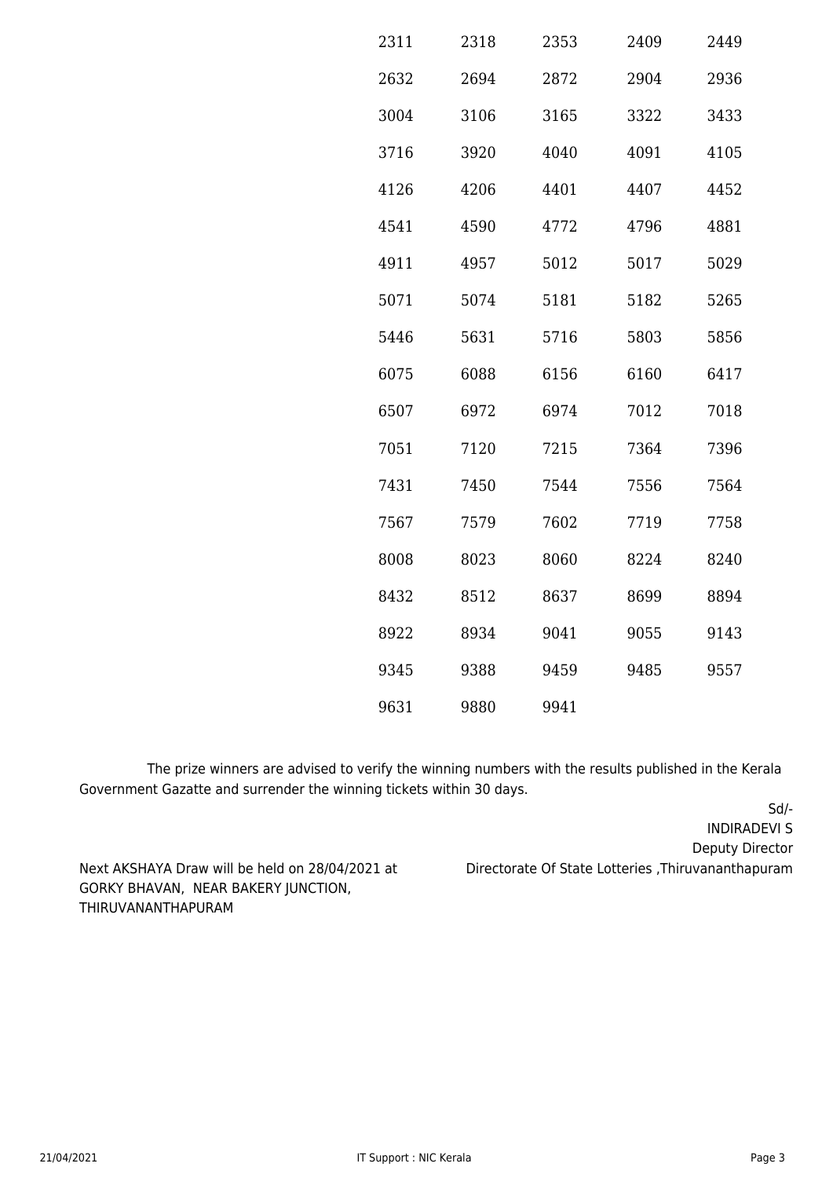| | | | | |
|---|---|---|---|---|
| 2311 | 2318 | 2353 | 2409 | 2449 |
| 2632 | 2694 | 2872 | 2904 | 2936 |
| 3004 | 3106 | 3165 | 3322 | 3433 |
| 3716 | 3920 | 4040 | 4091 | 4105 |
| 4126 | 4206 | 4401 | 4407 | 4452 |
| 4541 | 4590 | 4772 | 4796 | 4881 |
| 4911 | 4957 | 5012 | 5017 | 5029 |
| 5071 | 5074 | 5181 | 5182 | 5265 |
| 5446 | 5631 | 5716 | 5803 | 5856 |
| 6075 | 6088 | 6156 | 6160 | 6417 |
| 6507 | 6972 | 6974 | 7012 | 7018 |
| 7051 | 7120 | 7215 | 7364 | 7396 |
| 7431 | 7450 | 7544 | 7556 | 7564 |
| 7567 | 7579 | 7602 | 7719 | 7758 |
| 8008 | 8023 | 8060 | 8224 | 8240 |
| 8432 | 8512 | 8637 | 8699 | 8894 |
| 8922 | 8934 | 9041 | 9055 | 9143 |
| 9345 | 9388 | 9459 | 9485 | 9557 |
| 9631 | 9880 | 9941 | | |

The prize winners are advised to verify the winning numbers with the results published in the Kerala Government Gazatte and surrender the winning tickets within 30 days.

Sd/-
INDIRADEVI S
Deputy Director
Directorate Of State Lotteries ,Thiruvananthapuram

Next AKSHAYA Draw will be held on 28/04/2021 at GORKY BHAVAN, NEAR BAKERY JUNCTION, THIRUVANANTHAPURAM